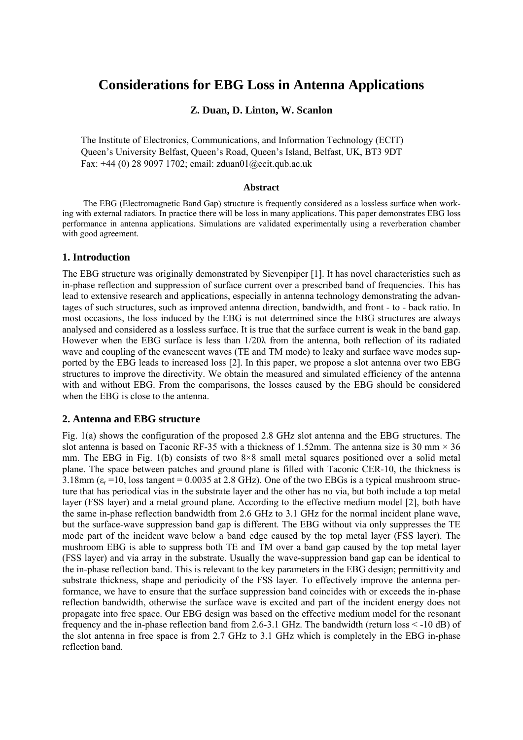# Considerations for EBG Loss in Antenna Applications

**Z. Duan, D. Linton, W. Scanlon**

The Institute of Electronics, Communications, and Information Technology (ECIT)
Queen's University Belfast, Queen's Road, Queen's Island, Belfast, UK, BT3 9DT
Fax: +44 (0) 28 9097 1702; email: zduan01@ecit.qub.ac.uk

**Abstract**

The EBG (Electromagnetic Band Gap) structure is frequently considered as a lossless surface when working with external radiators. In practice there will be loss in many applications. This paper demonstrates EBG loss performance in antenna applications. Simulations are validated experimentally using a reverberation chamber with good agreement.

## 1. Introduction

The EBG structure was originally demonstrated by Sievenpiper [1]. It has novel characteristics such as in-phase reflection and suppression of surface current over a prescribed band of frequencies. This has lead to extensive research and applications, especially in antenna technology demonstrating the advantages of such structures, such as improved antenna direction, bandwidth, and front - to - back ratio. In most occasions, the loss induced by the EBG is not determined since the EBG structures are always analysed and considered as a lossless surface. It is true that the surface current is weak in the band gap. However when the EBG surface is less than 1/20λ from the antenna, both reflection of its radiated wave and coupling of the evanescent waves (TE and TM mode) to leaky and surface wave modes supported by the EBG leads to increased loss [2]. In this paper, we propose a slot antenna over two EBG structures to improve the directivity. We obtain the measured and simulated efficiency of the antenna with and without EBG. From the comparisons, the losses caused by the EBG should be considered when the EBG is close to the antenna.

## 2. Antenna and EBG structure

Fig. 1(a) shows the configuration of the proposed 2.8 GHz slot antenna and the EBG structures. The slot antenna is based on Taconic RF-35 with a thickness of 1.52mm. The antenna size is 30 mm × 36 mm. The EBG in Fig. 1(b) consists of two 8×8 small metal squares positioned over a solid metal plane. The space between patches and ground plane is filled with Taconic CER-10, the thickness is 3.18mm ($\varepsilon_r$ =10, loss tangent = 0.0035 at 2.8 GHz). One of the two EBGs is a typical mushroom structure that has periodical vias in the substrate layer and the other has no via, but both include a top metal layer (FSS layer) and a metal ground plane. According to the effective medium model [2], both have the same in-phase reflection bandwidth from 2.6 GHz to 3.1 GHz for the normal incident plane wave, but the surface-wave suppression band gap is different. The EBG without via only suppresses the TE mode part of the incident wave below a band edge caused by the top metal layer (FSS layer). The mushroom EBG is able to suppress both TE and TM over a band gap caused by the top metal layer (FSS layer) and via array in the substrate. Usually the wave-suppression band gap can be identical to the in-phase reflection band. This is relevant to the key parameters in the EBG design; permittivity and substrate thickness, shape and periodicity of the FSS layer. To effectively improve the antenna performance, we have to ensure that the surface suppression band coincides with or exceeds the in-phase reflection bandwidth, otherwise the surface wave is excited and part of the incident energy does not propagate into free space. Our EBG design was based on the effective medium model for the resonant frequency and the in-phase reflection band from 2.6-3.1 GHz. The bandwidth (return loss < -10 dB) of the slot antenna in free space is from 2.7 GHz to 3.1 GHz which is completely in the EBG in-phase reflection band.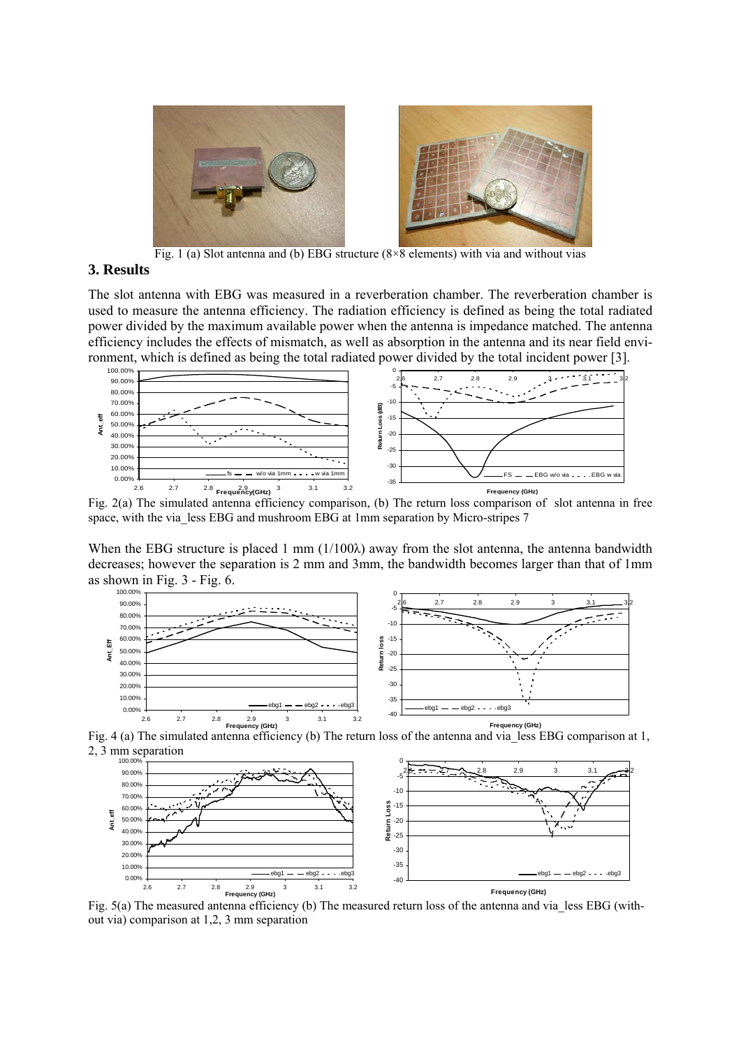Fig. 1 (a) Slot antenna and (b) EBG structure (8×8 elements) with via and without vias

## 3. Results

The slot antenna with EBG was measured in a reverberation chamber. The reverberation chamber is used to measure the antenna efficiency. The radiation efficiency is defined as being the total radiated power divided by the maximum available power when the antenna is impedance matched. The antenna efficiency includes the effects of mismatch, as well as absorption in the antenna and its near field environment, which is defined as being the total radiated power divided by the total incident power [3].

Fig. 2(a) The simulated antenna efficiency comparison, (b) The return loss comparison of slot antenna in free space, with the via_less EBG and mushroom EBG at 1mm separation by Micro-stripes 7

When the EBG structure is placed 1 mm (1/100λ) away from the slot antenna, the antenna bandwidth decreases; however the separation is 2 mm and 3mm, the bandwidth becomes larger than that of 1mm as shown in Fig. 3 - Fig. 6.

Fig. 4 (a) The simulated antenna efficiency (b) The return loss of the antenna and via_less EBG comparison at 1, 2, 3 mm separation

Fig. 5(a) The measured antenna efficiency (b) The measured return loss of the antenna and via_less EBG (without via) comparison at 1,2, 3 mm separation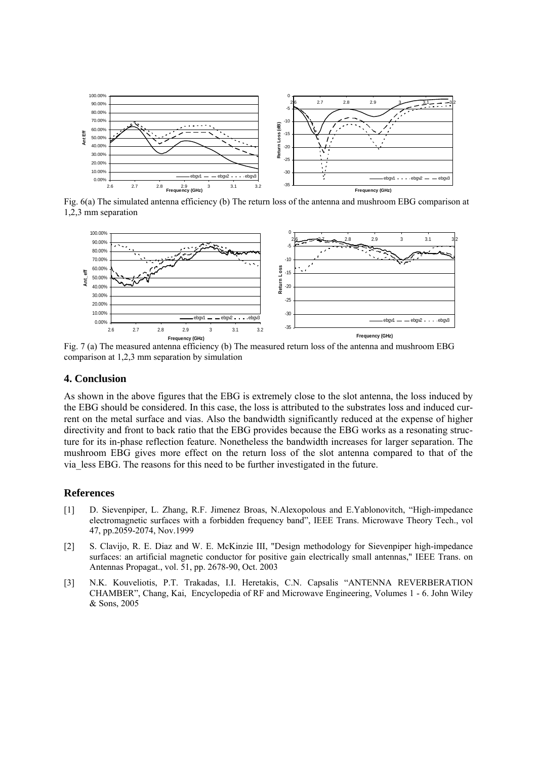100.00%
90.00%
80.00%
70.00%
60.00%
50.00%
40.00%
30.00%
20.00%
10.00%
0.00%
Ant Eff
2.6 2.7 2.8 2.9 3 3.1 3.2
Frequency (GHz)
ebgv1 ebgv2 ebgv3

0
-5
-10
-15
-20
-25
-30
-35
Return Loss (dB)
2.6 2.7 2.8 2.9 3 3.1 3.2
Frequency (GHz)
ebgv1 ebgv2 ebgv3

Fig. 6(a) The simulated antenna efficiency (b) The return loss of the antenna and mushroom EBG comparison at 1,2,3 mm separation

100.00%
90.00%
80.00%
70.00%
60.00%
50.00%
40.00%
30.00%
20.00%
10.00%
0.00%
Ant_eff
2.6 2.7 2.8 2.9 3 3.1 3.2
Frequency (GHz)
ebgv1 ebgv2 ebgv3

0
-5
-10
-15
-20
-25
-30
-35
Return Loss
2.6 2.7 2.8 2.9 3 3.1 3.2
Frequency (GHz)
ebgv1 ebgv2 ebgv3

Fig. 7 (a) The measured antenna efficiency (b) The measured return loss of the antenna and mushroom EBG comparison at 1,2,3 mm separation by simulation

## 4. Conclusion

As shown in the above figures that the EBG is extremely close to the slot antenna, the loss induced by the EBG should be considered. In this case, the loss is attributed to the substrates loss and induced current on the metal surface and vias. Also the bandwidth significantly reduced at the expense of higher directivity and front to back ratio that the EBG provides because the EBG works as a resonating structure for its in-phase reflection feature. Nonetheless the bandwidth increases for larger separation. The mushroom EBG gives more effect on the return loss of the slot antenna compared to that of the via_less EBG. The reasons for this need to be further investigated in the future.

## References

[1] D. Sievenpiper, L. Zhang, R.F. Jimenez Broas, N.Alexopolous and E.Yablonovitch, "High-impedance electromagnetic surfaces with a forbidden frequency band", IEEE Trans. Microwave Theory Tech., vol 47, pp.2059-2074, Nov.1999

[2] S. Clavijo, R. E. Diaz and W. E. McKinzie III, "Design methodology for Sievenpiper high-impedance surfaces: an artificial magnetic conductor for positive gain electrically small antennas," IEEE Trans. on Antennas Propagat., vol. 51, pp. 2678-90, Oct. 2003

[3] N.K. Kouveliotis, P.T. Trakadas, I.I. Heretakis, C.N. Capsalis "ANTENNA REVERBERATION CHAMBER", Chang, Kai, Encyclopedia of RF and Microwave Engineering, Volumes 1 - 6. John Wiley & Sons, 2005